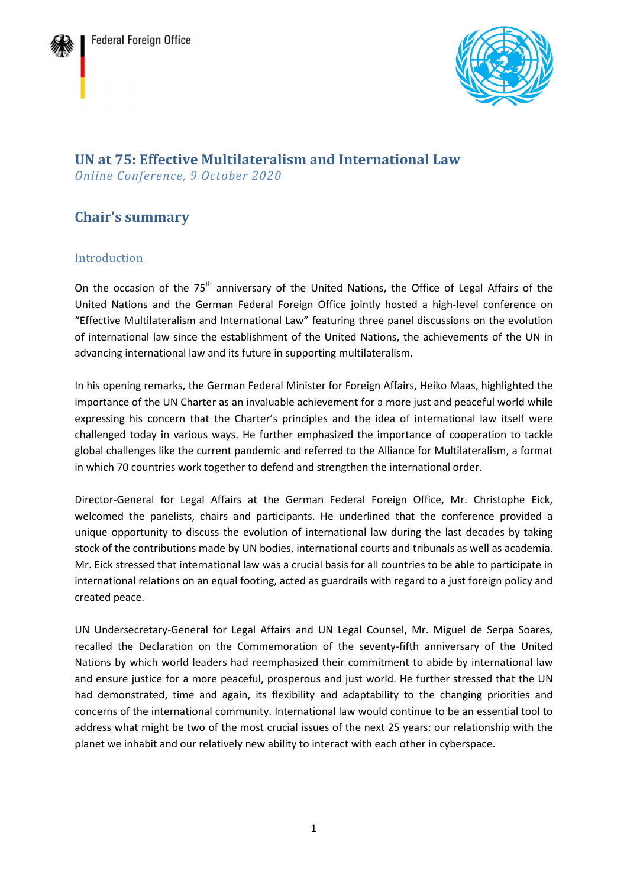Federal Foreign Office

# UN at 75: Effective Multilateralism and International Law

*Online Conference, 9 October 2020*

## Chair's summary

### Introduction

On the occasion of the 75th anniversary of the United Nations, the Office of Legal Affairs of the United Nations and the German Federal Foreign Office jointly hosted a high-level conference on "Effective Multilateralism and International Law" featuring three panel discussions on the evolution of international law since the establishment of the United Nations, the achievements of the UN in advancing international law and its future in supporting multilateralism.

In his opening remarks, the German Federal Minister for Foreign Affairs, Heiko Maas, highlighted the importance of the UN Charter as an invaluable achievement for a more just and peaceful world while expressing his concern that the Charter's principles and the idea of international law itself were challenged today in various ways. He further emphasized the importance of cooperation to tackle global challenges like the current pandemic and referred to the Alliance for Multilateralism, a format in which 70 countries work together to defend and strengthen the international order.

Director-General for Legal Affairs at the German Federal Foreign Office, Mr. Christophe Eick, welcomed the panelists, chairs and participants. He underlined that the conference provided a unique opportunity to discuss the evolution of international law during the last decades by taking stock of the contributions made by UN bodies, international courts and tribunals as well as academia. Mr. Eick stressed that international law was a crucial basis for all countries to be able to participate in international relations on an equal footing, acted as guardrails with regard to a just foreign policy and created peace.

UN Undersecretary-General for Legal Affairs and UN Legal Counsel, Mr. Miguel de Serpa Soares, recalled the Declaration on the Commemoration of the seventy-fifth anniversary of the United Nations by which world leaders had reemphasized their commitment to abide by international law and ensure justice for a more peaceful, prosperous and just world. He further stressed that the UN had demonstrated, time and again, its flexibility and adaptability to the changing priorities and concerns of the international community. International law would continue to be an essential tool to address what might be two of the most crucial issues of the next 25 years: our relationship with the planet we inhabit and our relatively new ability to interact with each other in cyberspace.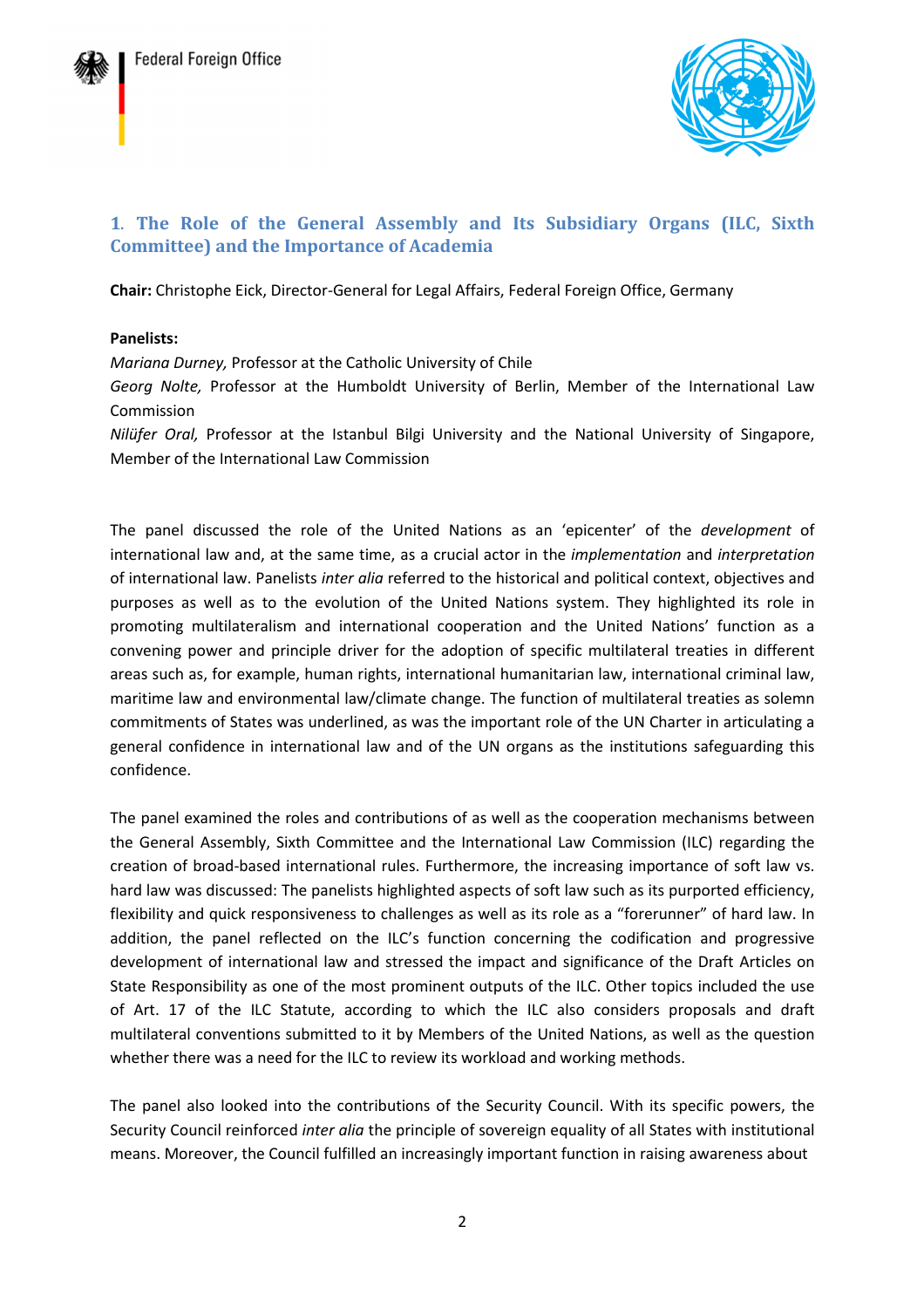## 1. The Role of the General Assembly and Its Subsidiary Organs (ILC, Sixth Committee) and the Importance of Academia

**Chair:** Christophe Eick, Director-General for Legal Affairs, Federal Foreign Office, Germany

**Panelists:**

*Mariana Durney,* Professor at the Catholic University of Chile

*Georg Nolte,* Professor at the Humboldt University of Berlin, Member of the International Law Commission

*Nilüfer Oral,* Professor at the Istanbul Bilgi University and the National University of Singapore, Member of the International Law Commission

The panel discussed the role of the United Nations as an 'epicenter' of the *development* of international law and, at the same time, as a crucial actor in the *implementation* and *interpretation* of international law. Panelists *inter alia* referred to the historical and political context, objectives and purposes as well as to the evolution of the United Nations system. They highlighted its role in promoting multilateralism and international cooperation and the United Nations' function as a convening power and principle driver for the adoption of specific multilateral treaties in different areas such as, for example, human rights, international humanitarian law, international criminal law, maritime law and environmental law/climate change. The function of multilateral treaties as solemn commitments of States was underlined, as was the important role of the UN Charter in articulating a general confidence in international law and of the UN organs as the institutions safeguarding this confidence.

The panel examined the roles and contributions of as well as the cooperation mechanisms between the General Assembly, Sixth Committee and the International Law Commission (ILC) regarding the creation of broad-based international rules. Furthermore, the increasing importance of soft law vs. hard law was discussed: The panelists highlighted aspects of soft law such as its purported efficiency, flexibility and quick responsiveness to challenges as well as its role as a "forerunner" of hard law. In addition, the panel reflected on the ILC's function concerning the codification and progressive development of international law and stressed the impact and significance of the Draft Articles on State Responsibility as one of the most prominent outputs of the ILC. Other topics included the use of Art. 17 of the ILC Statute, according to which the ILC also considers proposals and draft multilateral conventions submitted to it by Members of the United Nations, as well as the question whether there was a need for the ILC to review its workload and working methods.

The panel also looked into the contributions of the Security Council. With its specific powers, the Security Council reinforced *inter alia* the principle of sovereign equality of all States with institutional means. Moreover, the Council fulfilled an increasingly important function in raising awareness about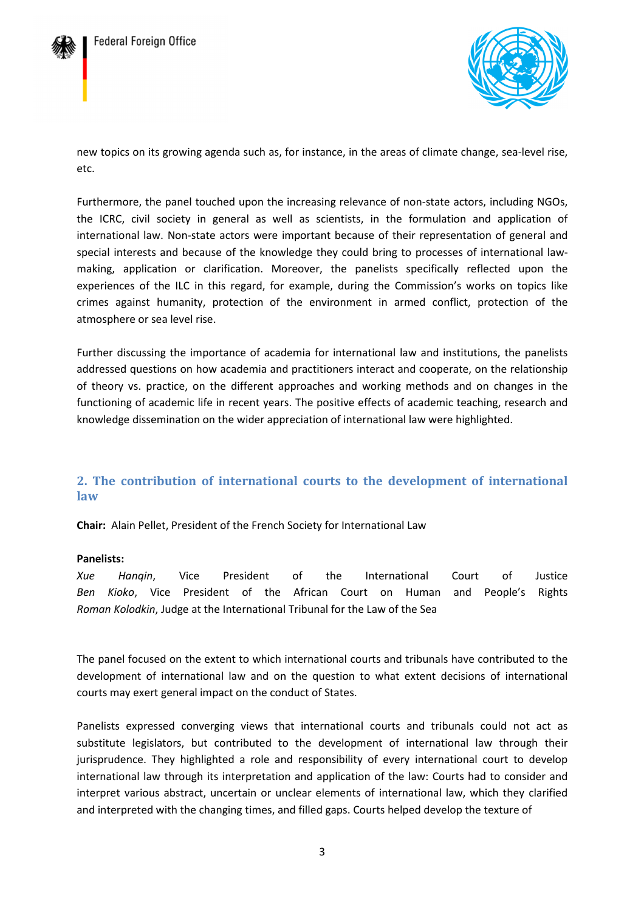new topics on its growing agenda such as, for instance, in the areas of climate change, sea-level rise, etc.

Furthermore, the panel touched upon the increasing relevance of non-state actors, including NGOs, the ICRC, civil society in general as well as scientists, in the formulation and application of international law. Non-state actors were important because of their representation of general and special interests and because of the knowledge they could bring to processes of international law-making, application or clarification. Moreover, the panelists specifically reflected upon the experiences of the ILC in this regard, for example, during the Commission's works on topics like crimes against humanity, protection of the environment in armed conflict, protection of the atmosphere or sea level rise.

Further discussing the importance of academia for international law and institutions, the panelists addressed questions on how academia and practitioners interact and cooperate, on the relationship of theory vs. practice, on the different approaches and working methods and on changes in the functioning of academic life in recent years. The positive effects of academic teaching, research and knowledge dissemination on the wider appreciation of international law were highlighted.

## 2. The contribution of international courts to the development of international law

**Chair:** Alain Pellet, President of the French Society for International Law

**Panelists:**

*Xue Hanqin*, Vice President of the International Court of Justice
*Ben Kioko*, Vice President of the African Court on Human and People's Rights
*Roman Kolodkin*, Judge at the International Tribunal for the Law of the Sea

The panel focused on the extent to which international courts and tribunals have contributed to the development of international law and on the question to what extent decisions of international courts may exert general impact on the conduct of States.

Panelists expressed converging views that international courts and tribunals could not act as substitute legislators, but contributed to the development of international law through their jurisprudence. They highlighted a role and responsibility of every international court to develop international law through its interpretation and application of the law: Courts had to consider and interpret various abstract, uncertain or unclear elements of international law, which they clarified and interpreted with the changing times, and filled gaps. Courts helped develop the texture of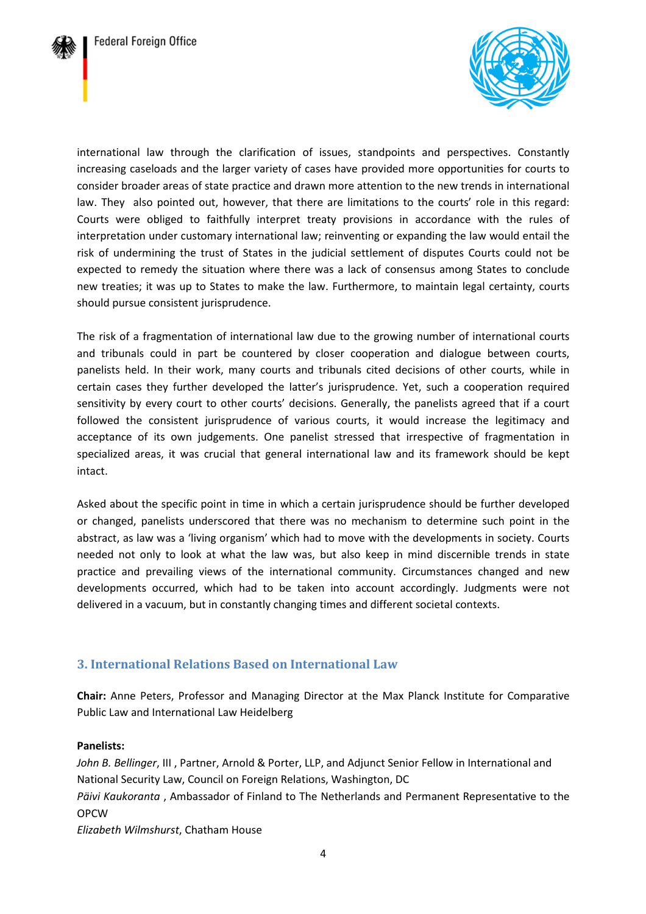international law through the clarification of issues, standpoints and perspectives. Constantly increasing caseloads and the larger variety of cases have provided more opportunities for courts to consider broader areas of state practice and drawn more attention to the new trends in international law. They also pointed out, however, that there are limitations to the courts' role in this regard: Courts were obliged to faithfully interpret treaty provisions in accordance with the rules of interpretation under customary international law; reinventing or expanding the law would entail the risk of undermining the trust of States in the judicial settlement of disputes Courts could not be expected to remedy the situation where there was a lack of consensus among States to conclude new treaties; it was up to States to make the law. Furthermore, to maintain legal certainty, courts should pursue consistent jurisprudence.

The risk of a fragmentation of international law due to the growing number of international courts and tribunals could in part be countered by closer cooperation and dialogue between courts, panelists held. In their work, many courts and tribunals cited decisions of other courts, while in certain cases they further developed the latter's jurisprudence. Yet, such a cooperation required sensitivity by every court to other courts' decisions. Generally, the panelists agreed that if a court followed the consistent jurisprudence of various courts, it would increase the legitimacy and acceptance of its own judgements. One panelist stressed that irrespective of fragmentation in specialized areas, it was crucial that general international law and its framework should be kept intact.

Asked about the specific point in time in which a certain jurisprudence should be further developed or changed, panelists underscored that there was no mechanism to determine such point in the abstract, as law was a 'living organism' which had to move with the developments in society. Courts needed not only to look at what the law was, but also keep in mind discernible trends in state practice and prevailing views of the international community. Circumstances changed and new developments occurred, which had to be taken into account accordingly. Judgments were not delivered in a vacuum, but in constantly changing times and different societal contexts.

## 3. International Relations Based on International Law

**Chair:** Anne Peters, Professor and Managing Director at the Max Planck Institute for Comparative Public Law and International Law Heidelberg

**Panelists:**

*John B. Bellinger*, III , Partner, Arnold & Porter, LLP, and Adjunct Senior Fellow in International and National Security Law, Council on Foreign Relations, Washington, DC

*Päivi Kaukoranta* , Ambassador of Finland to The Netherlands and Permanent Representative to the OPCW

*Elizabeth Wilmshurst*, Chatham House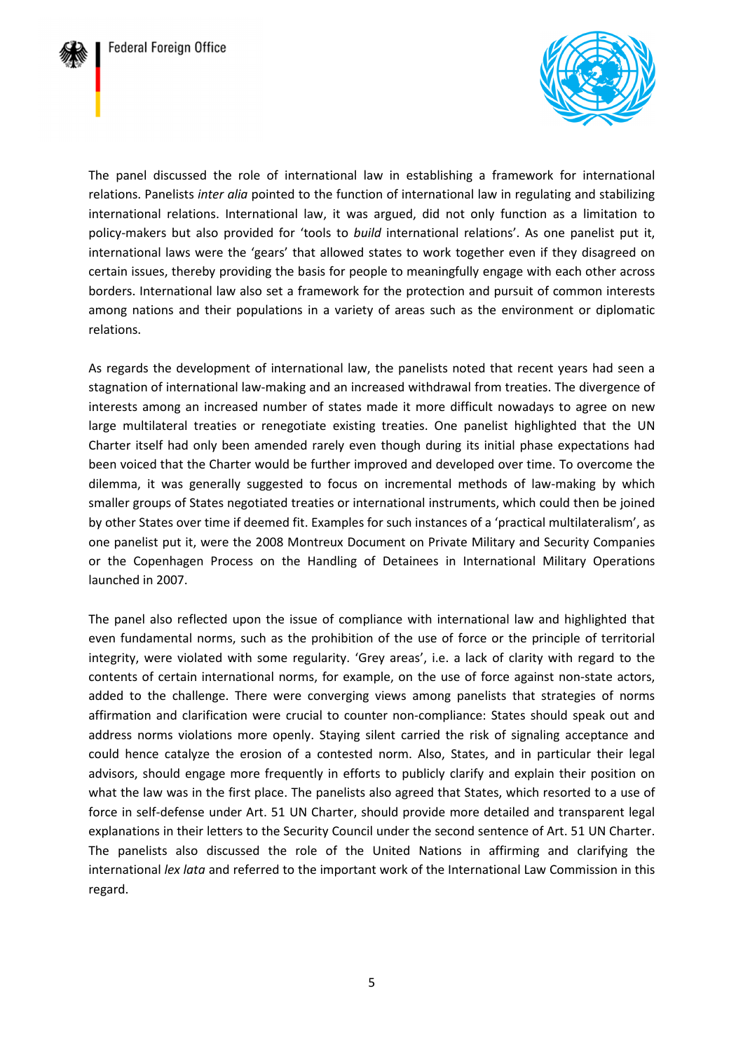The panel discussed the role of international law in establishing a framework for international relations. Panelists *inter alia* pointed to the function of international law in regulating and stabilizing international relations. International law, it was argued, did not only function as a limitation to policy-makers but also provided for 'tools to *build* international relations'. As one panelist put it, international laws were the 'gears' that allowed states to work together even if they disagreed on certain issues, thereby providing the basis for people to meaningfully engage with each other across borders. International law also set a framework for the protection and pursuit of common interests among nations and their populations in a variety of areas such as the environment or diplomatic relations.

As regards the development of international law, the panelists noted that recent years had seen a stagnation of international law-making and an increased withdrawal from treaties. The divergence of interests among an increased number of states made it more difficult nowadays to agree on new large multilateral treaties or renegotiate existing treaties. One panelist highlighted that the UN Charter itself had only been amended rarely even though during its initial phase expectations had been voiced that the Charter would be further improved and developed over time. To overcome the dilemma, it was generally suggested to focus on incremental methods of law-making by which smaller groups of States negotiated treaties or international instruments, which could then be joined by other States over time if deemed fit. Examples for such instances of a 'practical multilateralism', as one panelist put it, were the 2008 Montreux Document on Private Military and Security Companies or the Copenhagen Process on the Handling of Detainees in International Military Operations launched in 2007.

The panel also reflected upon the issue of compliance with international law and highlighted that even fundamental norms, such as the prohibition of the use of force or the principle of territorial integrity, were violated with some regularity. 'Grey areas', i.e. a lack of clarity with regard to the contents of certain international norms, for example, on the use of force against non-state actors, added to the challenge. There were converging views among panelists that strategies of norms affirmation and clarification were crucial to counter non-compliance: States should speak out and address norms violations more openly. Staying silent carried the risk of signaling acceptance and could hence catalyze the erosion of a contested norm. Also, States, and in particular their legal advisors, should engage more frequently in efforts to publicly clarify and explain their position on what the law was in the first place. The panelists also agreed that States, which resorted to a use of force in self-defense under Art. 51 UN Charter, should provide more detailed and transparent legal explanations in their letters to the Security Council under the second sentence of Art. 51 UN Charter. The panelists also discussed the role of the United Nations in affirming and clarifying the international *lex lata* and referred to the important work of the International Law Commission in this regard.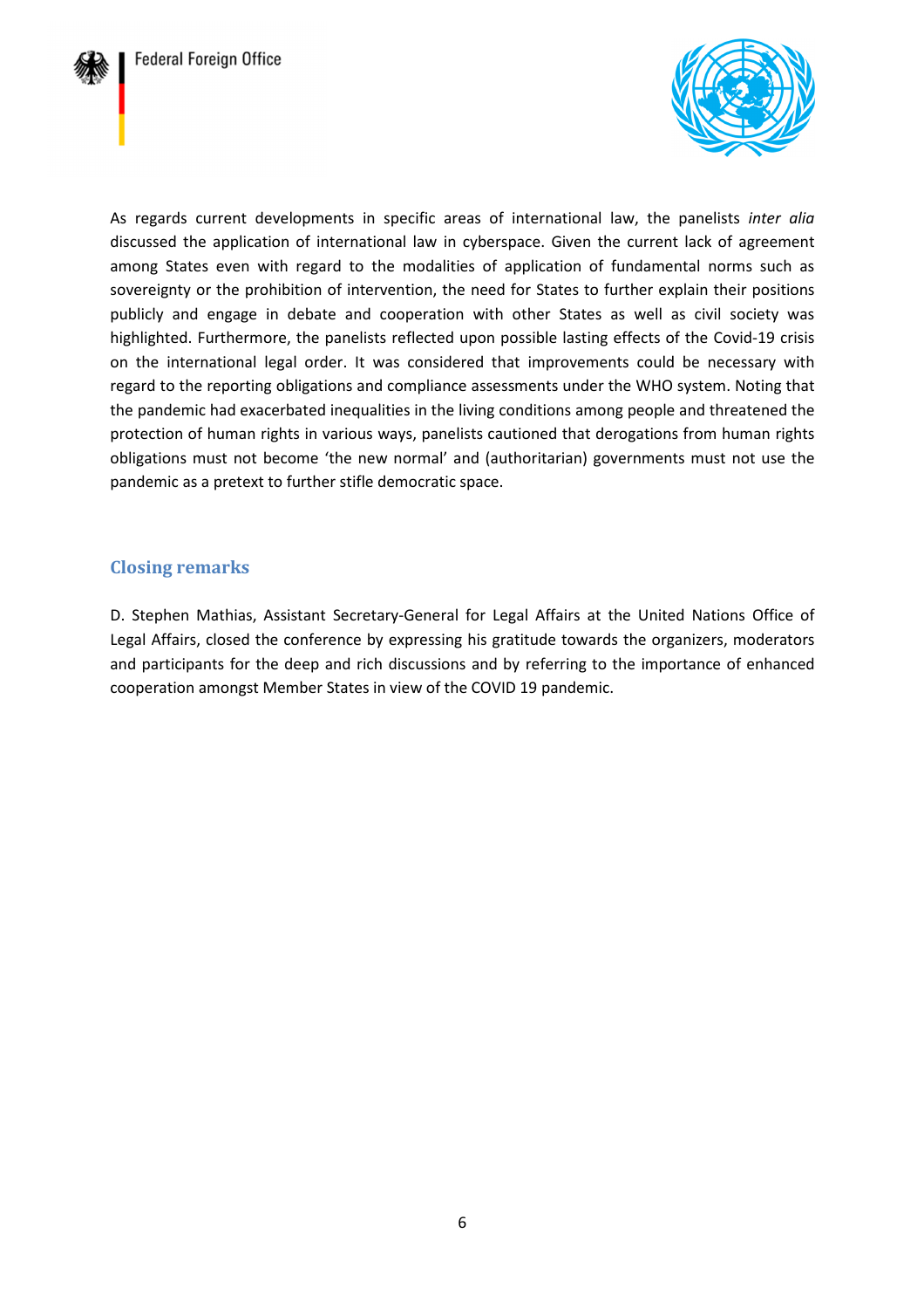As regards current developments in specific areas of international law, the panelists *inter alia* discussed the application of international law in cyberspace. Given the current lack of agreement among States even with regard to the modalities of application of fundamental norms such as sovereignty or the prohibition of intervention, the need for States to further explain their positions publicly and engage in debate and cooperation with other States as well as civil society was highlighted. Furthermore, the panelists reflected upon possible lasting effects of the Covid-19 crisis on the international legal order. It was considered that improvements could be necessary with regard to the reporting obligations and compliance assessments under the WHO system. Noting that the pandemic had exacerbated inequalities in the living conditions among people and threatened the protection of human rights in various ways, panelists cautioned that derogations from human rights obligations must not become 'the new normal' and (authoritarian) governments must not use the pandemic as a pretext to further stifle democratic space.

## Closing remarks

D. Stephen Mathias, Assistant Secretary-General for Legal Affairs at the United Nations Office of Legal Affairs, closed the conference by expressing his gratitude towards the organizers, moderators and participants for the deep and rich discussions and by referring to the importance of enhanced cooperation amongst Member States in view of the COVID 19 pandemic.